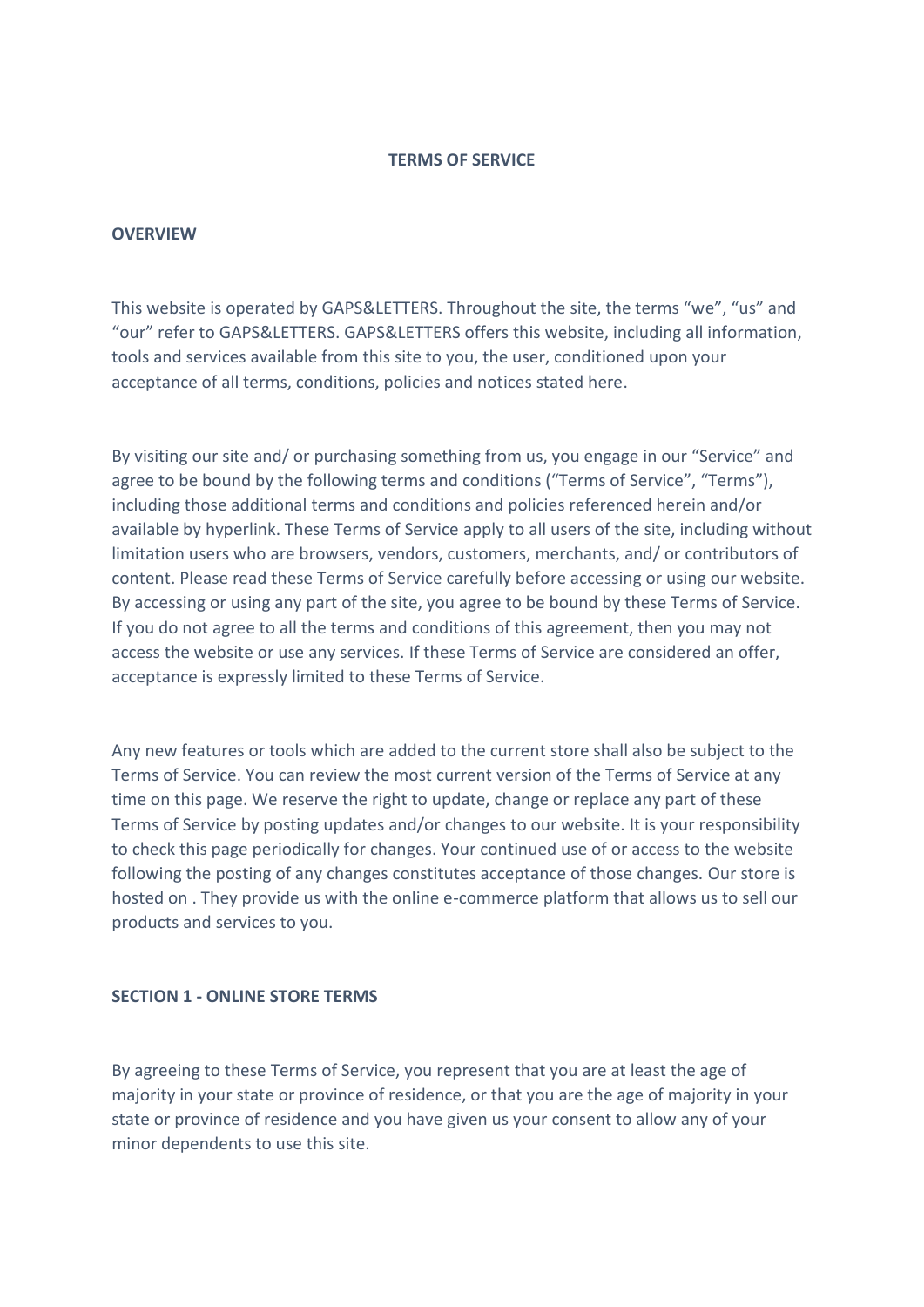# TERMS OF SERVICE

## OVERVIEW

This website is operated by GAPS&LETTERS. Throughout the site, the terms "we", "us" and "our" refer to GAPS&LETTERS. GAPS&LETTERS offers this website, including all information, tools and services available from this site to you, the user, conditioned upon your acceptance of all terms, conditions, policies and notices stated here.

By visiting our site and/ or purchasing something from us, you engage in our "Service" and agree to be bound by the following terms and conditions ("Terms of Service", "Terms"), including those additional terms and conditions and policies referenced herein and/or available by hyperlink. These Terms of Service apply to all users of the site, including without limitation users who are browsers, vendors, customers, merchants, and/ or contributors of content. Please read these Terms of Service carefully before accessing or using our website. By accessing or using any part of the site, you agree to be bound by these Terms of Service. If you do not agree to all the terms and conditions of this agreement, then you may not access the website or use any services. If these Terms of Service are considered an offer, acceptance is expressly limited to these Terms of Service.

Any new features or tools which are added to the current store shall also be subject to the Terms of Service. You can review the most current version of the Terms of Service at any time on this page. We reserve the right to update, change or replace any part of these Terms of Service by posting updates and/or changes to our website. It is your responsibility to check this page periodically for changes. Your continued use of or access to the website following the posting of any changes constitutes acceptance of those changes. Our store is hosted on . They provide us with the online e-commerce platform that allows us to sell our products and services to you.

## SECTION 1 - ONLINE STORE TERMS

By agreeing to these Terms of Service, you represent that you are at least the age of majority in your state or province of residence, or that you are the age of majority in your state or province of residence and you have given us your consent to allow any of your minor dependents to use this site.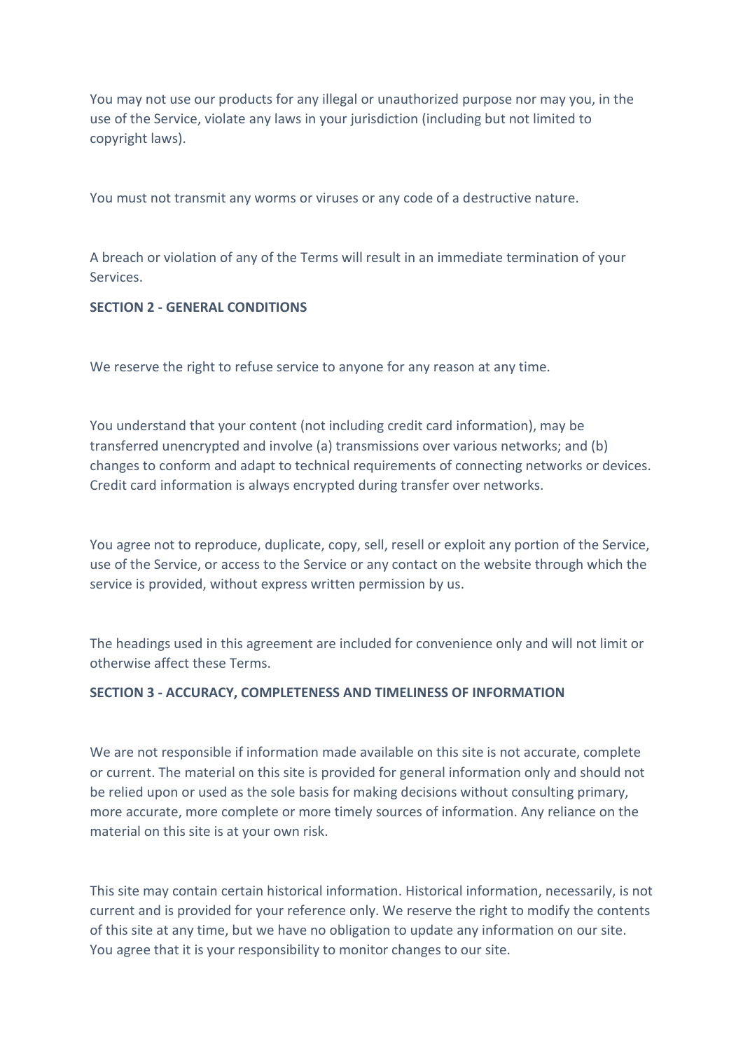You may not use our products for any illegal or unauthorized purpose nor may you, in the use of the Service, violate any laws in your jurisdiction (including but not limited to copyright laws).

You must not transmit any worms or viruses or any code of a destructive nature.

A breach or violation of any of the Terms will result in an immediate termination of your Services.

**SECTION 2 - GENERAL CONDITIONS**

We reserve the right to refuse service to anyone for any reason at any time.

You understand that your content (not including credit card information), may be transferred unencrypted and involve (a) transmissions over various networks; and (b) changes to conform and adapt to technical requirements of connecting networks or devices. Credit card information is always encrypted during transfer over networks.

You agree not to reproduce, duplicate, copy, sell, resell or exploit any portion of the Service, use of the Service, or access to the Service or any contact on the website through which the service is provided, without express written permission by us.

The headings used in this agreement are included for convenience only and will not limit or otherwise affect these Terms.

**SECTION 3 - ACCURACY, COMPLETENESS AND TIMELINESS OF INFORMATION**

We are not responsible if information made available on this site is not accurate, complete or current. The material on this site is provided for general information only and should not be relied upon or used as the sole basis for making decisions without consulting primary, more accurate, more complete or more timely sources of information. Any reliance on the material on this site is at your own risk.

This site may contain certain historical information. Historical information, necessarily, is not current and is provided for your reference only. We reserve the right to modify the contents of this site at any time, but we have no obligation to update any information on our site. You agree that it is your responsibility to monitor changes to our site.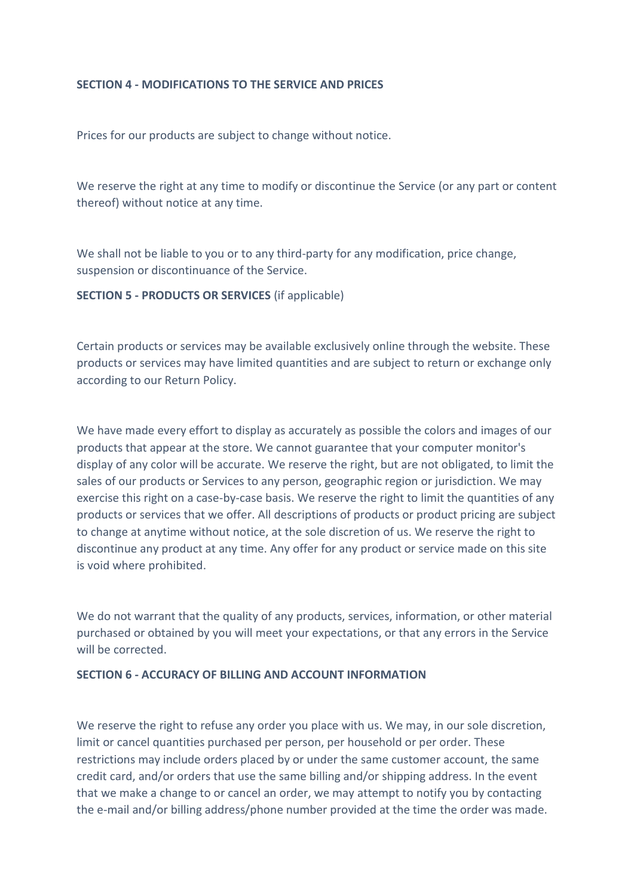**SECTION 4 - MODIFICATIONS TO THE SERVICE AND PRICES**

Prices for our products are subject to change without notice.

We reserve the right at any time to modify or discontinue the Service (or any part or content thereof) without notice at any time.

We shall not be liable to you or to any third-party for any modification, price change, suspension or discontinuance of the Service.

**SECTION 5 - PRODUCTS OR SERVICES** (if applicable)

Certain products or services may be available exclusively online through the website. These products or services may have limited quantities and are subject to return or exchange only according to our Return Policy.

We have made every effort to display as accurately as possible the colors and images of our products that appear at the store. We cannot guarantee that your computer monitor's display of any color will be accurate. We reserve the right, but are not obligated, to limit the sales of our products or Services to any person, geographic region or jurisdiction. We may exercise this right on a case-by-case basis. We reserve the right to limit the quantities of any products or services that we offer. All descriptions of products or product pricing are subject to change at anytime without notice, at the sole discretion of us. We reserve the right to discontinue any product at any time. Any offer for any product or service made on this site is void where prohibited.

We do not warrant that the quality of any products, services, information, or other material purchased or obtained by you will meet your expectations, or that any errors in the Service will be corrected.

**SECTION 6 - ACCURACY OF BILLING AND ACCOUNT INFORMATION**

We reserve the right to refuse any order you place with us. We may, in our sole discretion, limit or cancel quantities purchased per person, per household or per order. These restrictions may include orders placed by or under the same customer account, the same credit card, and/or orders that use the same billing and/or shipping address. In the event that we make a change to or cancel an order, we may attempt to notify you by contacting the e-mail and/or billing address/phone number provided at the time the order was made.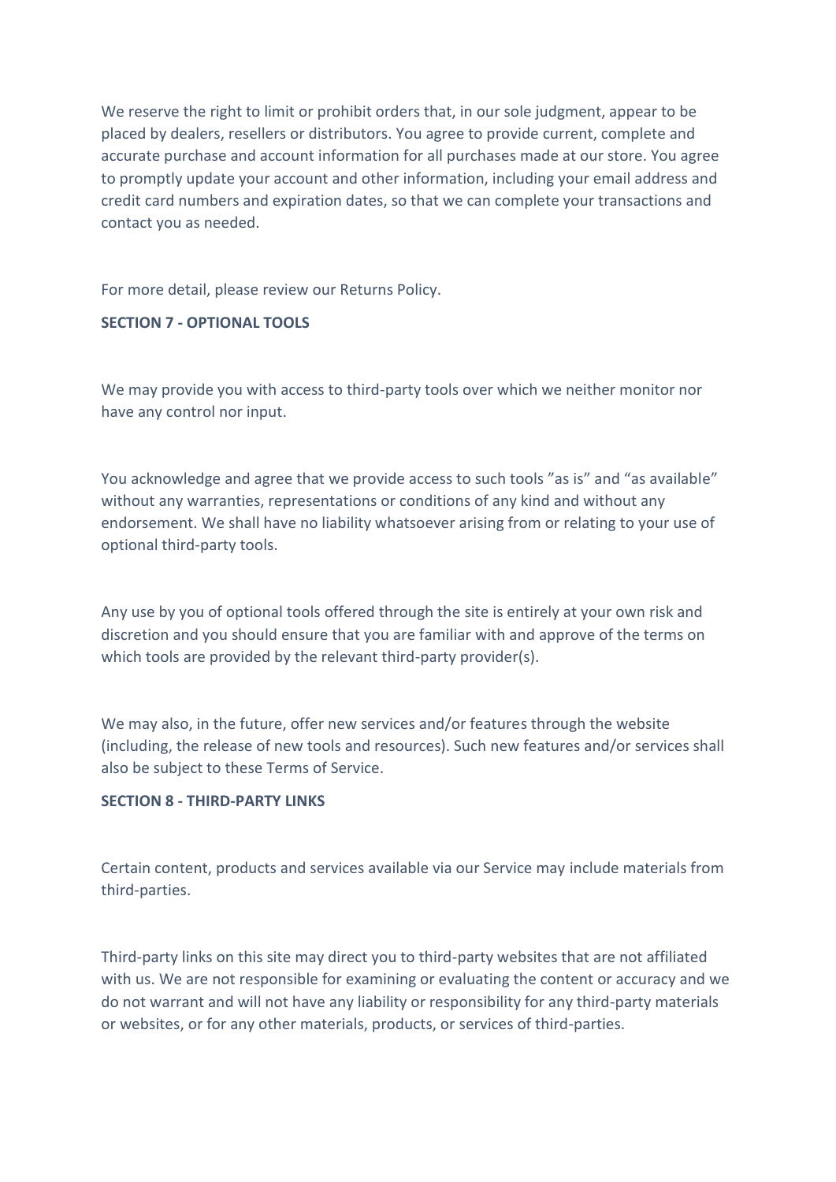We reserve the right to limit or prohibit orders that, in our sole judgment, appear to be placed by dealers, resellers or distributors. You agree to provide current, complete and accurate purchase and account information for all purchases made at our store. You agree to promptly update your account and other information, including your email address and credit card numbers and expiration dates, so that we can complete your transactions and contact you as needed.

For more detail, please review our Returns Policy.

**SECTION 7 - OPTIONAL TOOLS**

We may provide you with access to third-party tools over which we neither monitor nor have any control nor input.

You acknowledge and agree that we provide access to such tools ”as is” and “as available” without any warranties, representations or conditions of any kind and without any endorsement. We shall have no liability whatsoever arising from or relating to your use of optional third-party tools.

Any use by you of optional tools offered through the site is entirely at your own risk and discretion and you should ensure that you are familiar with and approve of the terms on which tools are provided by the relevant third-party provider(s).

We may also, in the future, offer new services and/or features through the website (including, the release of new tools and resources). Such new features and/or services shall also be subject to these Terms of Service.

**SECTION 8 - THIRD-PARTY LINKS**

Certain content, products and services available via our Service may include materials from third-parties.

Third-party links on this site may direct you to third-party websites that are not affiliated with us. We are not responsible for examining or evaluating the content or accuracy and we do not warrant and will not have any liability or responsibility for any third-party materials or websites, or for any other materials, products, or services of third-parties.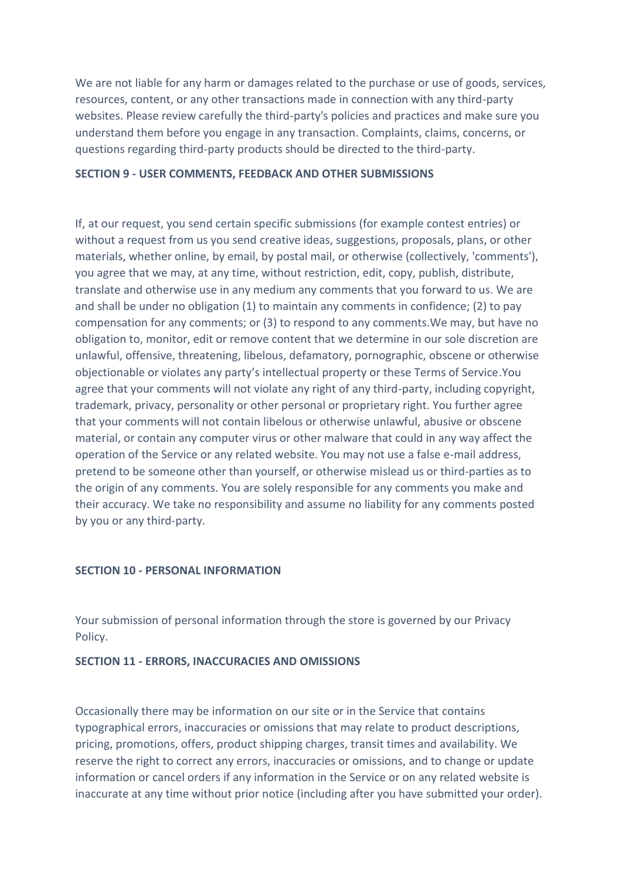We are not liable for any harm or damages related to the purchase or use of goods, services, resources, content, or any other transactions made in connection with any third-party websites. Please review carefully the third-party's policies and practices and make sure you understand them before you engage in any transaction. Complaints, claims, concerns, or questions regarding third-party products should be directed to the third-party.

**SECTION 9 - USER COMMENTS, FEEDBACK AND OTHER SUBMISSIONS**

If, at our request, you send certain specific submissions (for example contest entries) or without a request from us you send creative ideas, suggestions, proposals, plans, or other materials, whether online, by email, by postal mail, or otherwise (collectively, 'comments'), you agree that we may, at any time, without restriction, edit, copy, publish, distribute, translate and otherwise use in any medium any comments that you forward to us. We are and shall be under no obligation (1) to maintain any comments in confidence; (2) to pay compensation for any comments; or (3) to respond to any comments.We may, but have no obligation to, monitor, edit or remove content that we determine in our sole discretion are unlawful, offensive, threatening, libelous, defamatory, pornographic, obscene or otherwise objectionable or violates any party's intellectual property or these Terms of Service.You agree that your comments will not violate any right of any third-party, including copyright, trademark, privacy, personality or other personal or proprietary right. You further agree that your comments will not contain libelous or otherwise unlawful, abusive or obscene material, or contain any computer virus or other malware that could in any way affect the operation of the Service or any related website. You may not use a false e-mail address, pretend to be someone other than yourself, or otherwise mislead us or third-parties as to the origin of any comments. You are solely responsible for any comments you make and their accuracy. We take no responsibility and assume no liability for any comments posted by you or any third-party.

**SECTION 10 - PERSONAL INFORMATION**

Your submission of personal information through the store is governed by our Privacy Policy.

**SECTION 11 - ERRORS, INACCURACIES AND OMISSIONS**

Occasionally there may be information on our site or in the Service that contains typographical errors, inaccuracies or omissions that may relate to product descriptions, pricing, promotions, offers, product shipping charges, transit times and availability. We reserve the right to correct any errors, inaccuracies or omissions, and to change or update information or cancel orders if any information in the Service or on any related website is inaccurate at any time without prior notice (including after you have submitted your order).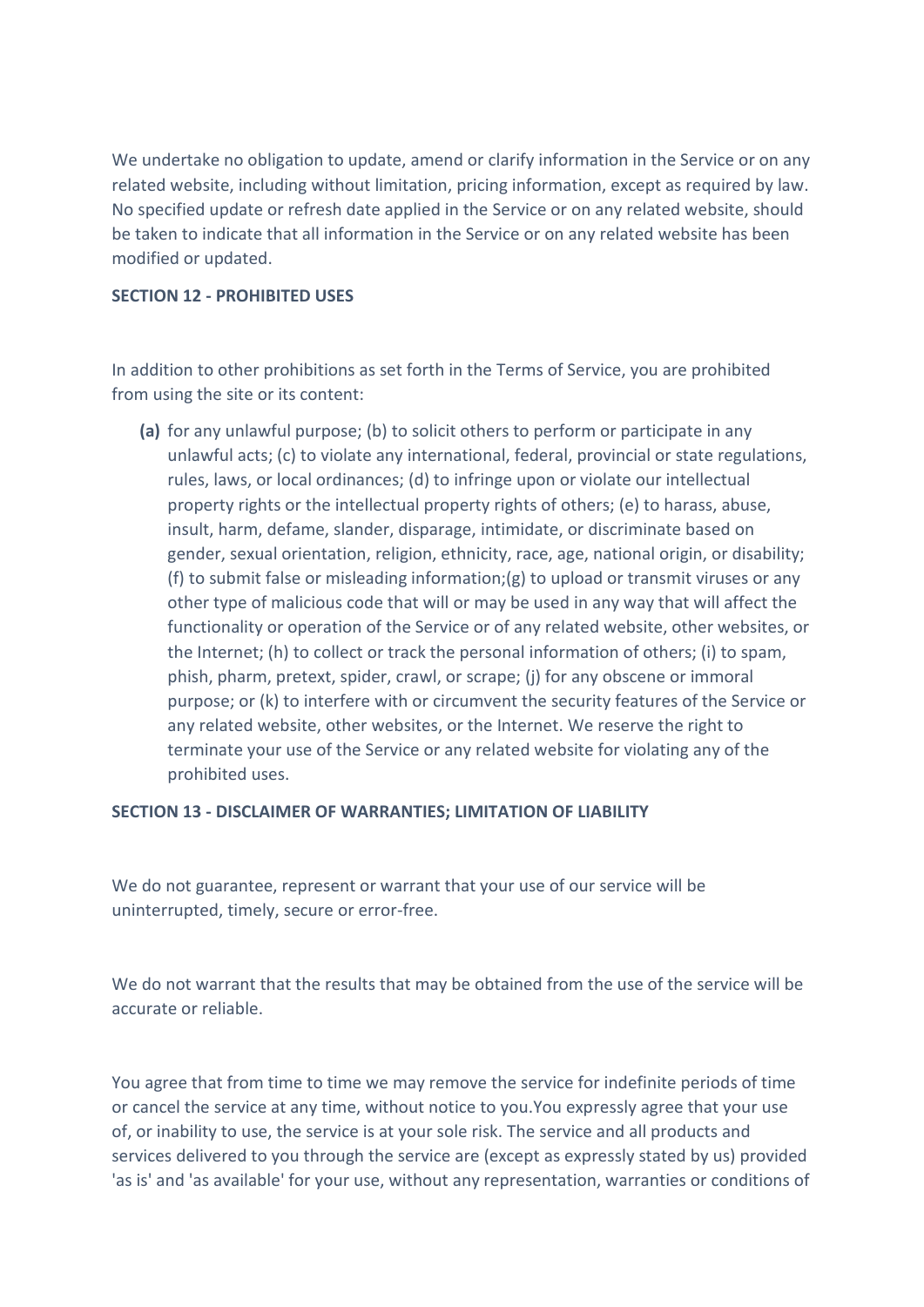We undertake no obligation to update, amend or clarify information in the Service or on any related website, including without limitation, pricing information, except as required by law. No specified update or refresh date applied in the Service or on any related website, should be taken to indicate that all information in the Service or on any related website has been modified or updated.

**SECTION 12 - PROHIBITED USES**

In addition to other prohibitions as set forth in the Terms of Service, you are prohibited from using the site or its content:

**(a)** for any unlawful purpose; (b) to solicit others to perform or participate in any unlawful acts; (c) to violate any international, federal, provincial or state regulations, rules, laws, or local ordinances; (d) to infringe upon or violate our intellectual property rights or the intellectual property rights of others; (e) to harass, abuse, insult, harm, defame, slander, disparage, intimidate, or discriminate based on gender, sexual orientation, religion, ethnicity, race, age, national origin, or disability; (f) to submit false or misleading information;(g) to upload or transmit viruses or any other type of malicious code that will or may be used in any way that will affect the functionality or operation of the Service or of any related website, other websites, or the Internet; (h) to collect or track the personal information of others; (i) to spam, phish, pharm, pretext, spider, crawl, or scrape; (j) for any obscene or immoral purpose; or (k) to interfere with or circumvent the security features of the Service or any related website, other websites, or the Internet. We reserve the right to terminate your use of the Service or any related website for violating any of the prohibited uses.

**SECTION 13 - DISCLAIMER OF WARRANTIES; LIMITATION OF LIABILITY**

We do not guarantee, represent or warrant that your use of our service will be uninterrupted, timely, secure or error-free.

We do not warrant that the results that may be obtained from the use of the service will be accurate or reliable.

You agree that from time to time we may remove the service for indefinite periods of time or cancel the service at any time, without notice to you.You expressly agree that your use of, or inability to use, the service is at your sole risk. The service and all products and services delivered to you through the service are (except as expressly stated by us) provided 'as is' and 'as available' for your use, without any representation, warranties or conditions of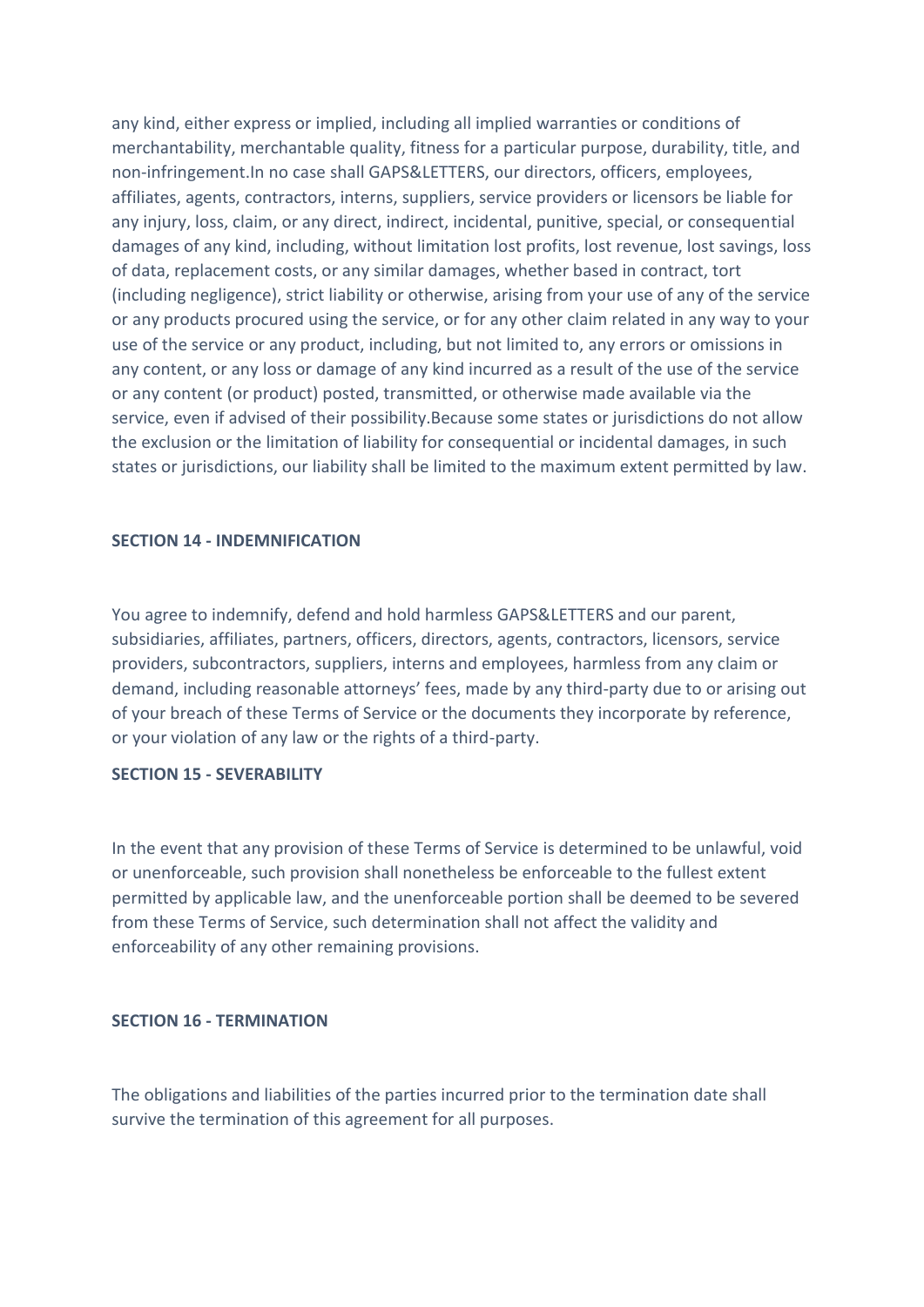any kind, either express or implied, including all implied warranties or conditions of merchantability, merchantable quality, fitness for a particular purpose, durability, title, and non-infringement.In no case shall GAPS&LETTERS, our directors, officers, employees, affiliates, agents, contractors, interns, suppliers, service providers or licensors be liable for any injury, loss, claim, or any direct, indirect, incidental, punitive, special, or consequential damages of any kind, including, without limitation lost profits, lost revenue, lost savings, loss of data, replacement costs, or any similar damages, whether based in contract, tort (including negligence), strict liability or otherwise, arising from your use of any of the service or any products procured using the service, or for any other claim related in any way to your use of the service or any product, including, but not limited to, any errors or omissions in any content, or any loss or damage of any kind incurred as a result of the use of the service or any content (or product) posted, transmitted, or otherwise made available via the service, even if advised of their possibility.Because some states or jurisdictions do not allow the exclusion or the limitation of liability for consequential or incidental damages, in such states or jurisdictions, our liability shall be limited to the maximum extent permitted by law.

**SECTION 14 - INDEMNIFICATION**

You agree to indemnify, defend and hold harmless GAPS&LETTERS and our parent, subsidiaries, affiliates, partners, officers, directors, agents, contractors, licensors, service providers, subcontractors, suppliers, interns and employees, harmless from any claim or demand, including reasonable attorneys' fees, made by any third-party due to or arising out of your breach of these Terms of Service or the documents they incorporate by reference, or your violation of any law or the rights of a third-party.

**SECTION 15 - SEVERABILITY**

In the event that any provision of these Terms of Service is determined to be unlawful, void or unenforceable, such provision shall nonetheless be enforceable to the fullest extent permitted by applicable law, and the unenforceable portion shall be deemed to be severed from these Terms of Service, such determination shall not affect the validity and enforceability of any other remaining provisions.

**SECTION 16 - TERMINATION**

The obligations and liabilities of the parties incurred prior to the termination date shall survive the termination of this agreement for all purposes.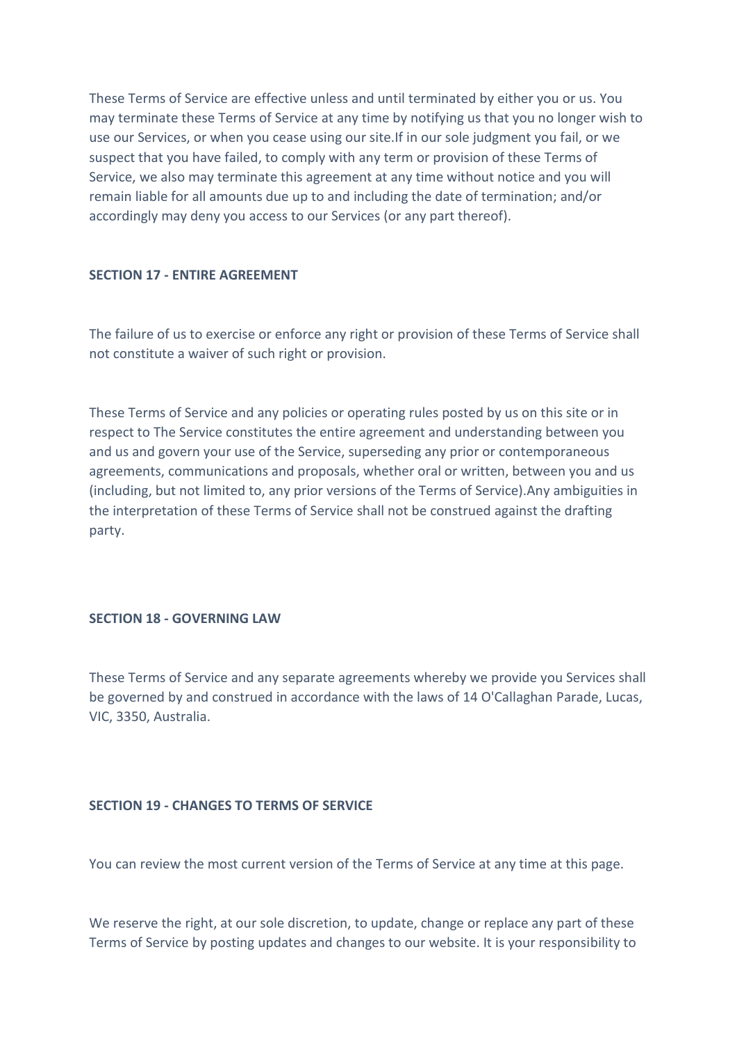These Terms of Service are effective unless and until terminated by either you or us. You may terminate these Terms of Service at any time by notifying us that you no longer wish to use our Services, or when you cease using our site.If in our sole judgment you fail, or we suspect that you have failed, to comply with any term or provision of these Terms of Service, we also may terminate this agreement at any time without notice and you will remain liable for all amounts due up to and including the date of termination; and/or accordingly may deny you access to our Services (or any part thereof).

**SECTION 17 - ENTIRE AGREEMENT**

The failure of us to exercise or enforce any right or provision of these Terms of Service shall not constitute a waiver of such right or provision.

These Terms of Service and any policies or operating rules posted by us on this site or in respect to The Service constitutes the entire agreement and understanding between you and us and govern your use of the Service, superseding any prior or contemporaneous agreements, communications and proposals, whether oral or written, between you and us (including, but not limited to, any prior versions of the Terms of Service).Any ambiguities in the interpretation of these Terms of Service shall not be construed against the drafting party.

**SECTION 18 - GOVERNING LAW**

These Terms of Service and any separate agreements whereby we provide you Services shall be governed by and construed in accordance with the laws of 14 O'Callaghan Parade, Lucas, VIC, 3350, Australia.

**SECTION 19 - CHANGES TO TERMS OF SERVICE**

You can review the most current version of the Terms of Service at any time at this page.

We reserve the right, at our sole discretion, to update, change or replace any part of these Terms of Service by posting updates and changes to our website. It is your responsibility to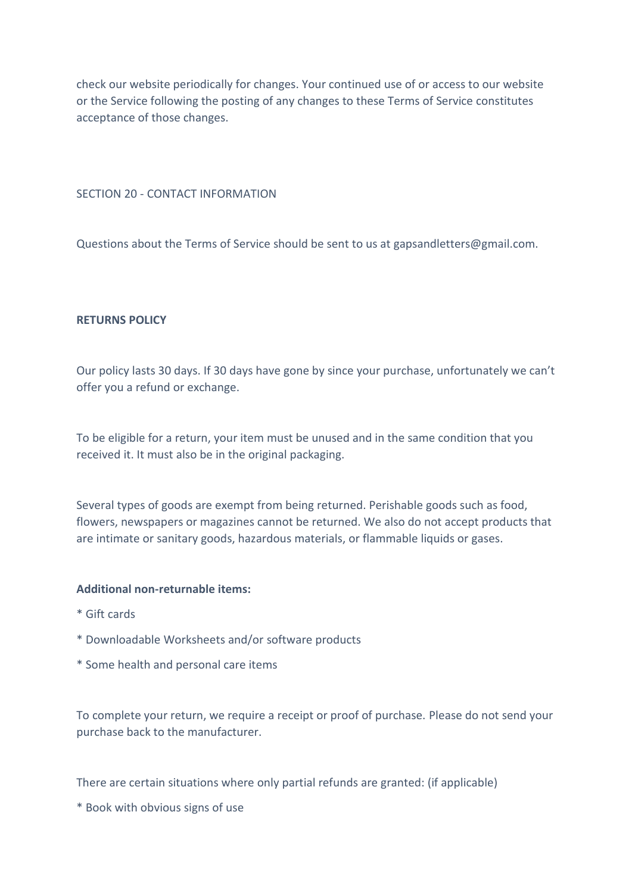check our website periodically for changes. Your continued use of or access to our website or the Service following the posting of any changes to these Terms of Service constitutes acceptance of those changes.

SECTION 20 - CONTACT INFORMATION

Questions about the Terms of Service should be sent to us at gapsandletters@gmail.com.

**RETURNS POLICY**

Our policy lasts 30 days. If 30 days have gone by since your purchase, unfortunately we can't offer you a refund or exchange.

To be eligible for a return, your item must be unused and in the same condition that you received it. It must also be in the original packaging.

Several types of goods are exempt from being returned. Perishable goods such as food, flowers, newspapers or magazines cannot be returned. We also do not accept products that are intimate or sanitary goods, hazardous materials, or flammable liquids or gases.

**Additional non-returnable items:**

* Gift cards

* Downloadable Worksheets and/or software products

* Some health and personal care items

To complete your return, we require a receipt or proof of purchase. Please do not send your purchase back to the manufacturer.

There are certain situations where only partial refunds are granted: (if applicable)

* Book with obvious signs of use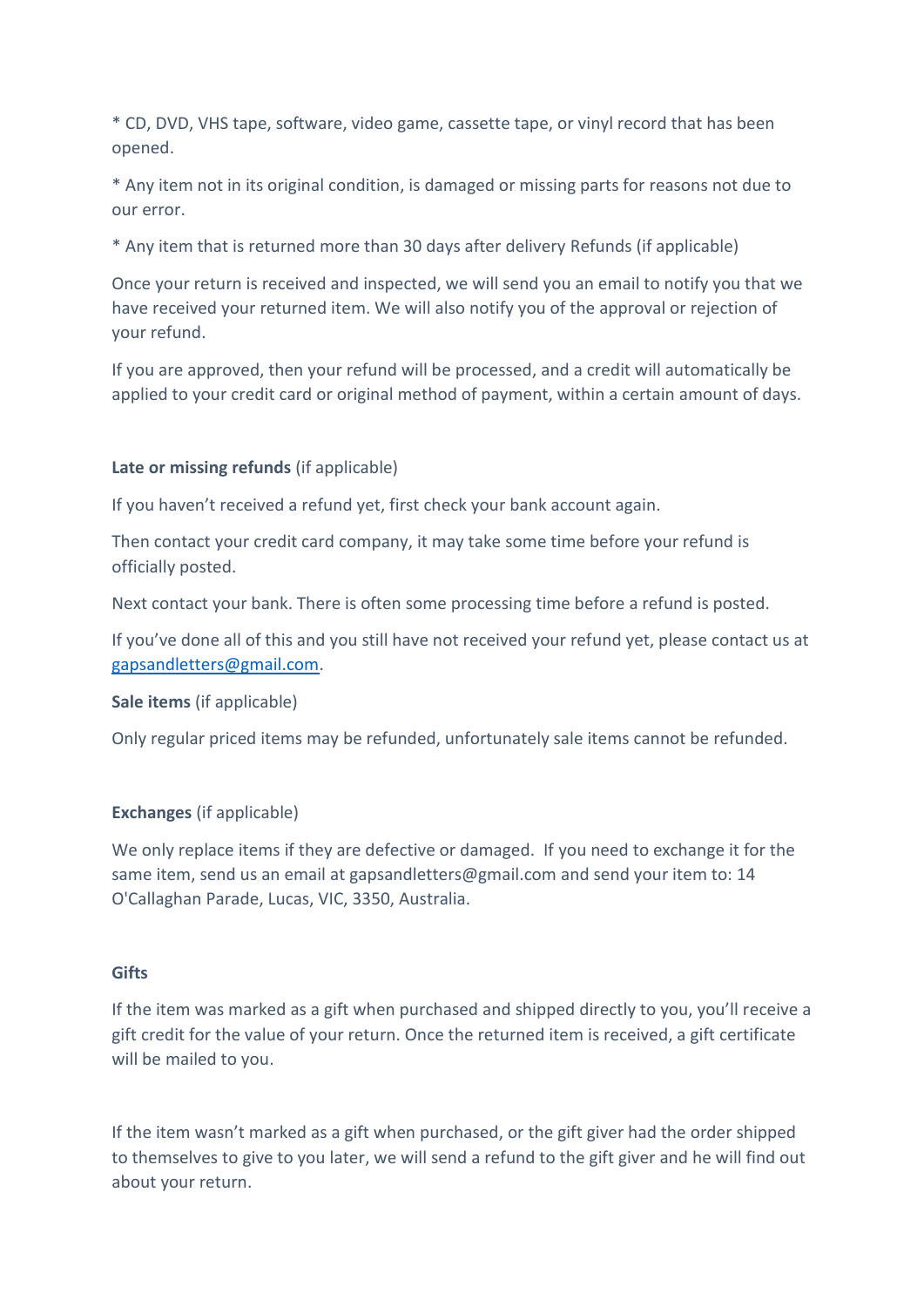* CD, DVD, VHS tape, software, video game, cassette tape, or vinyl record that has been opened.

* Any item not in its original condition, is damaged or missing parts for reasons not due to our error.

* Any item that is returned more than 30 days after delivery Refunds (if applicable)

Once your return is received and inspected, we will send you an email to notify you that we have received your returned item. We will also notify you of the approval or rejection of your refund.

If you are approved, then your refund will be processed, and a credit will automatically be applied to your credit card or original method of payment, within a certain amount of days.

**Late or missing refunds** (if applicable)

If you haven't received a refund yet, first check your bank account again.

Then contact your credit card company, it may take some time before your refund is officially posted.

Next contact your bank. There is often some processing time before a refund is posted.

If you've done all of this and you still have not received your refund yet, please contact us at gapsandletters@gmail.com.

**Sale items** (if applicable)

Only regular priced items may be refunded, unfortunately sale items cannot be refunded.

**Exchanges** (if applicable)

We only replace items if they are defective or damaged. If you need to exchange it for the same item, send us an email at gapsandletters@gmail.com and send your item to: 14 O'Callaghan Parade, Lucas, VIC, 3350, Australia.

**Gifts**

If the item was marked as a gift when purchased and shipped directly to you, you'll receive a gift credit for the value of your return. Once the returned item is received, a gift certificate will be mailed to you.

If the item wasn't marked as a gift when purchased, or the gift giver had the order shipped to themselves to give to you later, we will send a refund to the gift giver and he will find out about your return.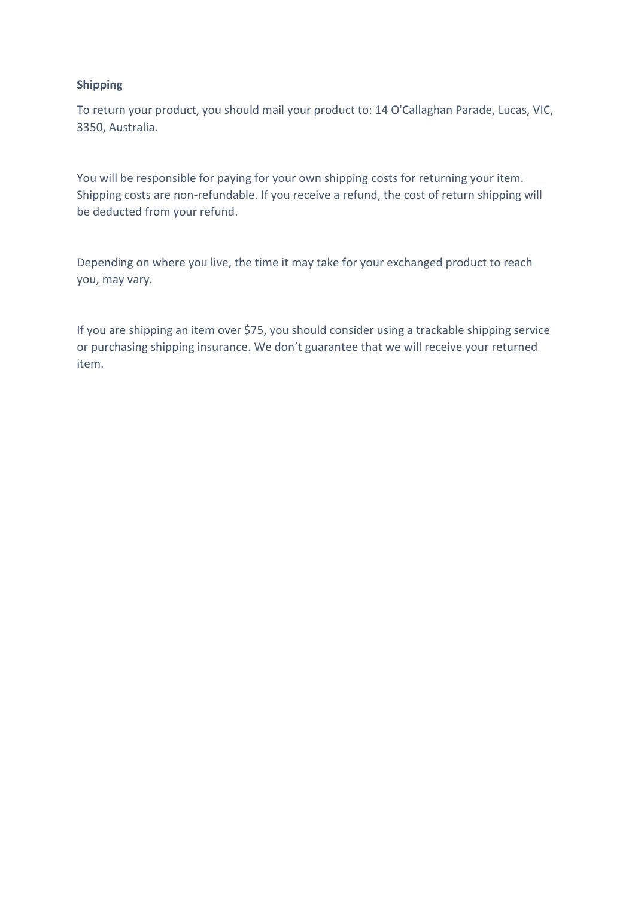**Shipping**

To return your product, you should mail your product to: 14 O'Callaghan Parade, Lucas, VIC, 3350, Australia.

You will be responsible for paying for your own shipping costs for returning your item. Shipping costs are non-refundable. If you receive a refund, the cost of return shipping will be deducted from your refund.

Depending on where you live, the time it may take for your exchanged product to reach you, may vary.

If you are shipping an item over $75, you should consider using a trackable shipping service or purchasing shipping insurance. We don’t guarantee that we will receive your returned item.